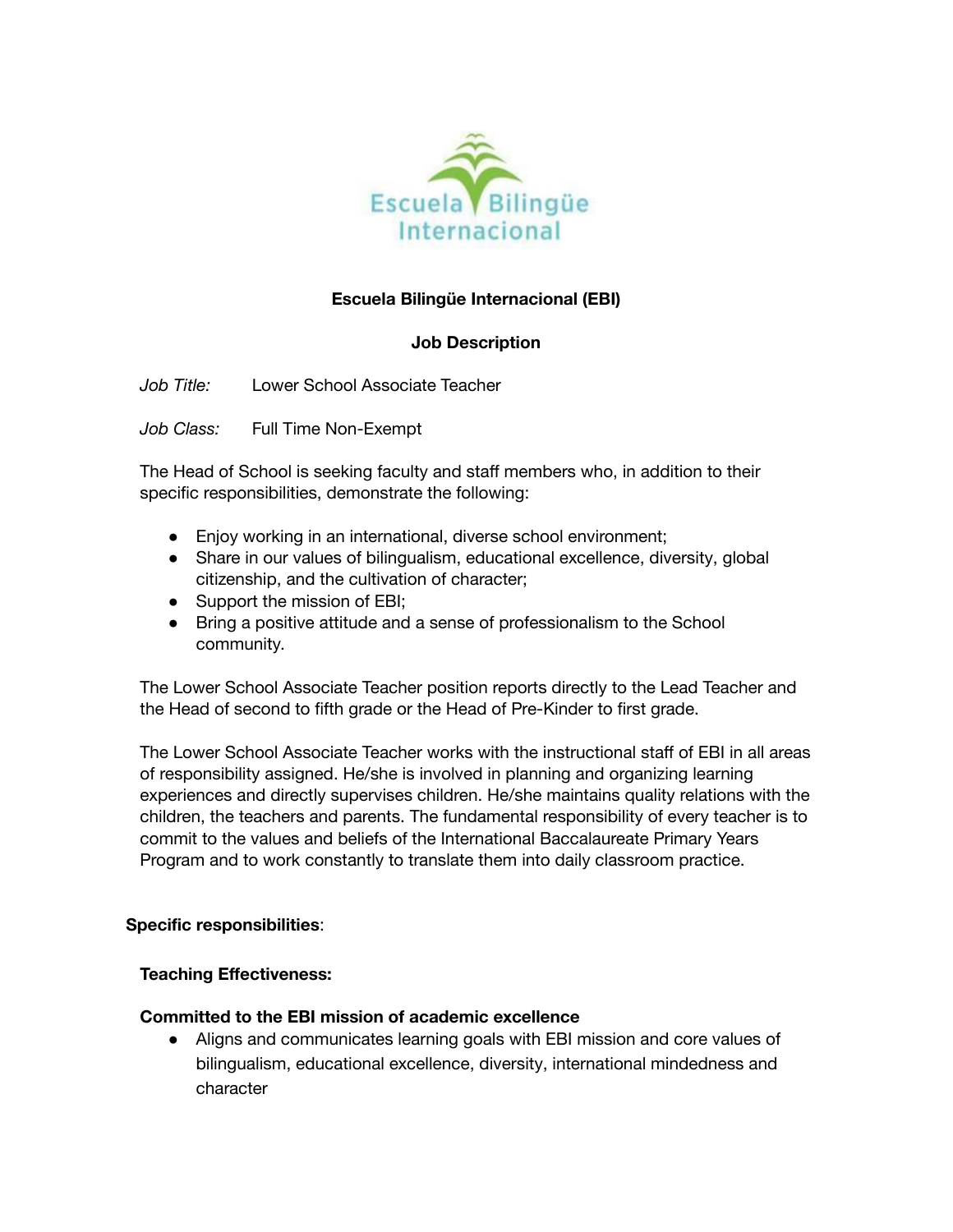**Escuela Bilingüe Internacional (EBI)**

**Job Description**

*Job Title:* Lower School Associate Teacher

*Job Class:* Full Time Non-Exempt

The Head of School is seeking faculty and staff members who, in addition to their specific responsibilities, demonstrate the following:

- Enjoy working in an international, diverse school environment;
- Share in our values of bilingualism, educational excellence, diversity, global citizenship, and the cultivation of character;
- Support the mission of EBI;
- Bring a positive attitude and a sense of professionalism to the School community.

The Lower School Associate Teacher position reports directly to the Lead Teacher and the Head of second to fifth grade or the Head of Pre-Kinder to first grade.

The Lower School Associate Teacher works with the instructional staff of EBI in all areas of responsibility assigned. He/she is involved in planning and organizing learning experiences and directly supervises children. He/she maintains quality relations with the children, the teachers and parents. The fundamental responsibility of every teacher is to commit to the values and beliefs of the International Baccalaureate Primary Years Program and to work constantly to translate them into daily classroom practice.

**Specific responsibilities**:

**Teaching Effectiveness:**

**Committed to the EBI mission of academic excellence**

- Aligns and communicates learning goals with EBI mission and core values of bilingualism, educational excellence, diversity, international mindedness and character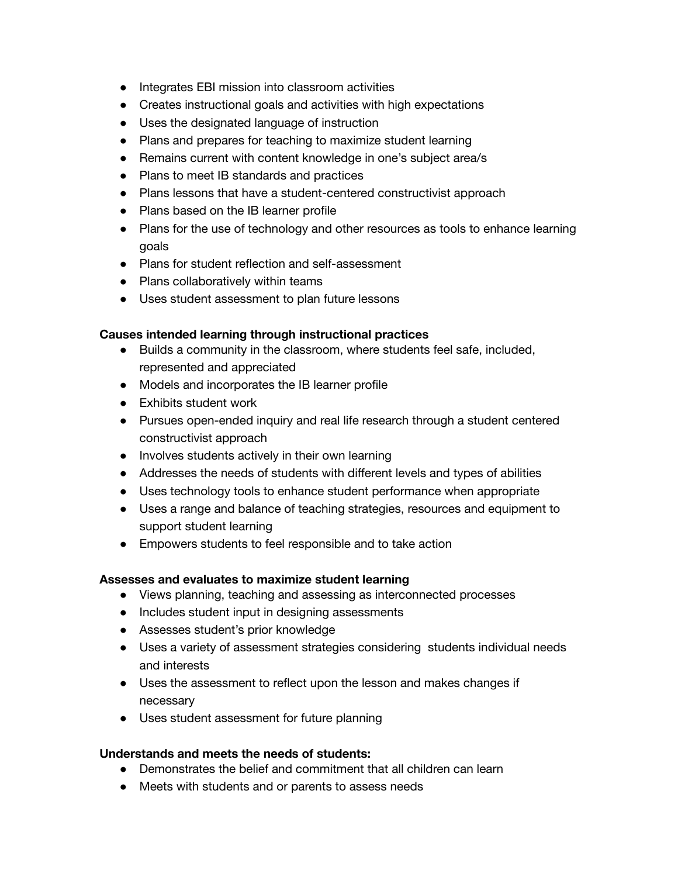- Integrates EBI mission into classroom activities
- Creates instructional goals and activities with high expectations
- Uses the designated language of instruction
- Plans and prepares for teaching to maximize student learning
- Remains current with content knowledge in one's subject area/s
- Plans to meet IB standards and practices
- Plans lessons that have a student-centered constructivist approach
- Plans based on the IB learner profile
- Plans for the use of technology and other resources as tools to enhance learning goals
- Plans for student reflection and self-assessment
- Plans collaboratively within teams
- Uses student assessment to plan future lessons

**Causes intended learning through instructional practices**

- Builds a community in the classroom, where students feel safe, included, represented and appreciated
- Models and incorporates the IB learner profile
- Exhibits student work
- Pursues open-ended inquiry and real life research through a student centered constructivist approach
- Involves students actively in their own learning
- Addresses the needs of students with different levels and types of abilities
- Uses technology tools to enhance student performance when appropriate
- Uses a range and balance of teaching strategies, resources and equipment to support student learning
- Empowers students to feel responsible and to take action

**Assesses and evaluates to maximize student learning**

- Views planning, teaching and assessing as interconnected processes
- Includes student input in designing assessments
- Assesses student's prior knowledge
- Uses a variety of assessment strategies considering students individual needs and interests
- Uses the assessment to reflect upon the lesson and makes changes if necessary
- Uses student assessment for future planning

**Understands and meets the needs of students:**

- Demonstrates the belief and commitment that all children can learn
- Meets with students and or parents to assess needs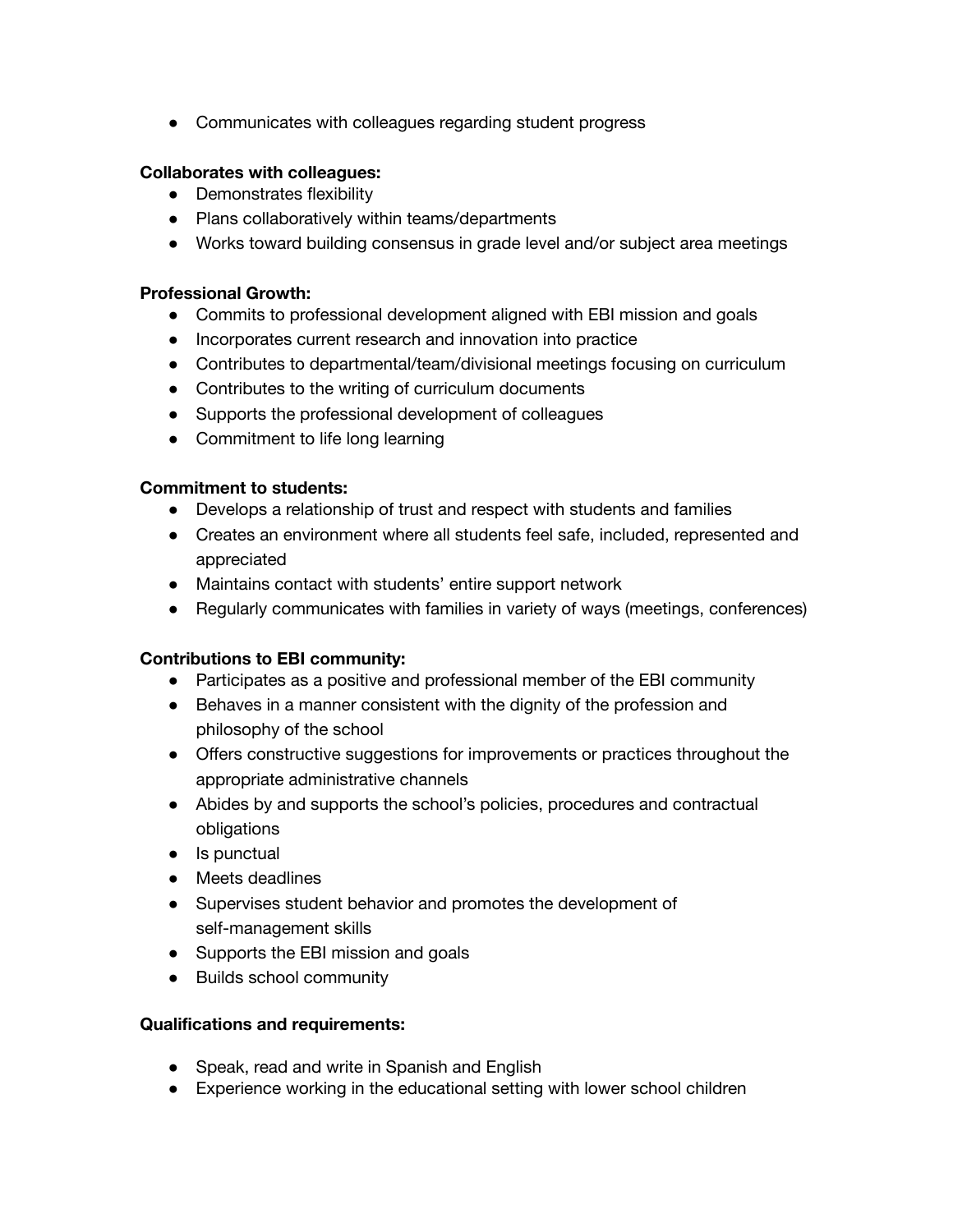- Communicates with colleagues regarding student progress

**Collaborates with colleagues:**

- Demonstrates flexibility
- Plans collaboratively within teams/departments
- Works toward building consensus in grade level and/or subject area meetings

**Professional Growth:**

- Commits to professional development aligned with EBI mission and goals
- Incorporates current research and innovation into practice
- Contributes to departmental/team/divisional meetings focusing on curriculum
- Contributes to the writing of curriculum documents
- Supports the professional development of colleagues
- Commitment to life long learning

**Commitment to students:**

- Develops a relationship of trust and respect with students and families
- Creates an environment where all students feel safe, included, represented and appreciated
- Maintains contact with students' entire support network
- Regularly communicates with families in variety of ways (meetings, conferences)

**Contributions to EBI community:**

- Participates as a positive and professional member of the EBI community
- Behaves in a manner consistent with the dignity of the profession and philosophy of the school
- Offers constructive suggestions for improvements or practices throughout the appropriate administrative channels
- Abides by and supports the school's policies, procedures and contractual obligations
- Is punctual
- Meets deadlines
- Supervises student behavior and promotes the development of self-management skills
- Supports the EBI mission and goals
- Builds school community

**Qualifications and requirements:**

- Speak, read and write in Spanish and English
- Experience working in the educational setting with lower school children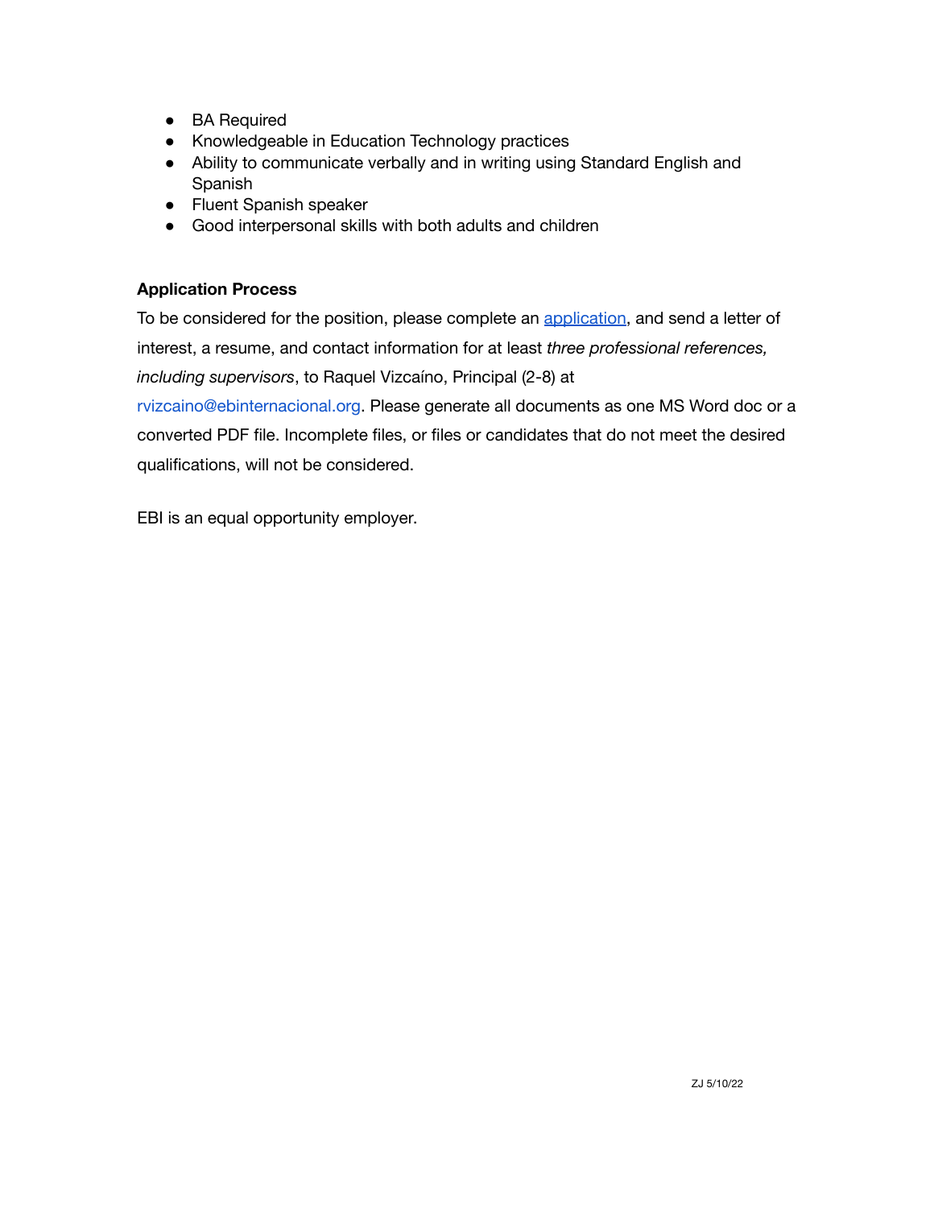- BA Required
- Knowledgeable in Education Technology practices
- Ability to communicate verbally and in writing using Standard English and Spanish
- Fluent Spanish speaker
- Good interpersonal skills with both adults and children

**Application Process**

To be considered for the position, please complete an application, and send a letter of interest, a resume, and contact information for at least *three professional references, including supervisors*, to Raquel Vizcaíno, Principal (2-8) at rvizcaino@ebinternacional.org. Please generate all documents as one MS Word doc or a converted PDF file. Incomplete files, or files or candidates that do not meet the desired qualifications, will not be considered.

EBI is an equal opportunity employer.

ZJ 5/10/22